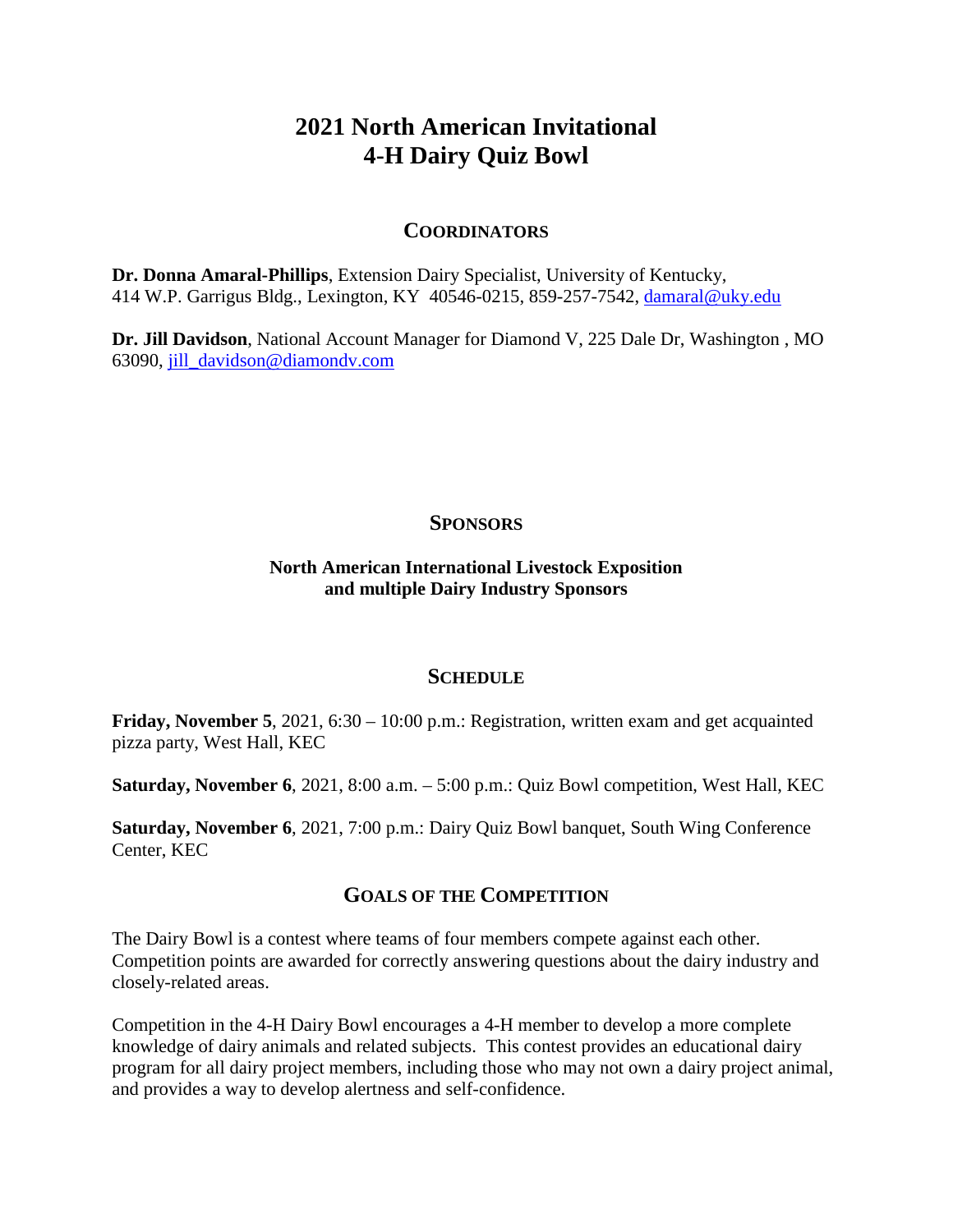# 2021 North American Invitational 4-H Dairy Quiz Bowl

## COORDINATORS

**Dr. Donna Amaral-Phillips**, Extension Dairy Specialist, University of Kentucky, 414 W.P. Garrigus Bldg., Lexington, KY 40546-0215, 859-257-7542, damaral@uky.edu

**Dr. Jill Davidson**, National Account Manager for Diamond V, 225 Dale Dr, Washington , MO 63090, jill_davidson@diamondv.com

## SPONSORS

**North American International Livestock Exposition and multiple Dairy Industry Sponsors**

## SCHEDULE

**Friday, November 5**, 2021, 6:30 – 10:00 p.m.: Registration, written exam and get acquainted pizza party, West Hall, KEC

**Saturday, November 6**, 2021, 8:00 a.m. – 5:00 p.m.: Quiz Bowl competition, West Hall, KEC

**Saturday, November 6**, 2021, 7:00 p.m.: Dairy Quiz Bowl banquet, South Wing Conference Center, KEC

## GOALS OF THE COMPETITION

The Dairy Bowl is a contest where teams of four members compete against each other. Competition points are awarded for correctly answering questions about the dairy industry and closely-related areas.

Competition in the 4-H Dairy Bowl encourages a 4-H member to develop a more complete knowledge of dairy animals and related subjects. This contest provides an educational dairy program for all dairy project members, including those who may not own a dairy project animal, and provides a way to develop alertness and self-confidence.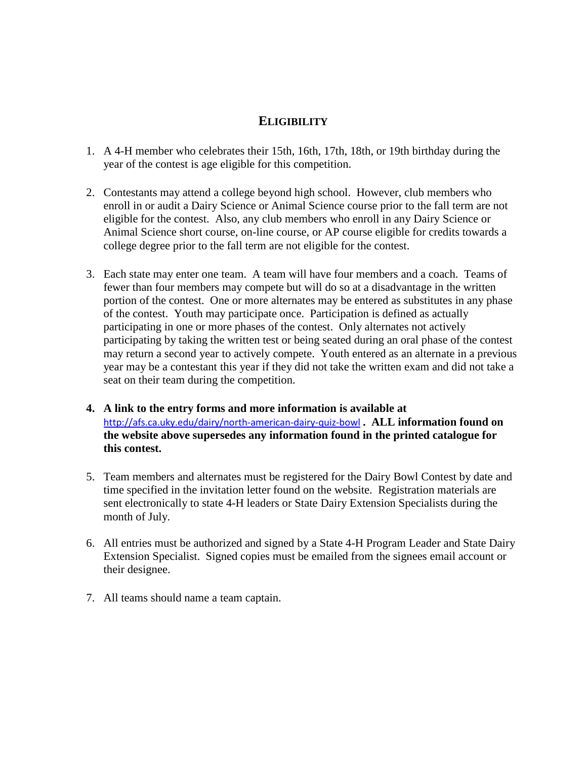## ELIGIBILITY

1. A 4-H member who celebrates their 15th, 16th, 17th, 18th, or 19th birthday during the year of the contest is age eligible for this competition.

2. Contestants may attend a college beyond high school. However, club members who enroll in or audit a Dairy Science or Animal Science course prior to the fall term are not eligible for the contest. Also, any club members who enroll in any Dairy Science or Animal Science short course, on-line course, or AP course eligible for credits towards a college degree prior to the fall term are not eligible for the contest.

3. Each state may enter one team. A team will have four members and a coach. Teams of fewer than four members may compete but will do so at a disadvantage in the written portion of the contest. One or more alternates may be entered as substitutes in any phase of the contest. Youth may participate once. Participation is defined as actually participating in one or more phases of the contest. Only alternates not actively participating by taking the written test or being seated during an oral phase of the contest may return a second year to actively compete. Youth entered as an alternate in a previous year may be a contestant this year if they did not take the written exam and did not take a seat on their team during the competition.

4. **A link to the entry forms and more information is available at** http://afs.ca.uky.edu/dairy/north-american-dairy-quiz-bowl **. ALL information found on the website above supersedes any information found in the printed catalogue for this contest.**

5. Team members and alternates must be registered for the Dairy Bowl Contest by date and time specified in the invitation letter found on the website. Registration materials are sent electronically to state 4-H leaders or State Dairy Extension Specialists during the month of July.

6. All entries must be authorized and signed by a State 4-H Program Leader and State Dairy Extension Specialist. Signed copies must be emailed from the signees email account or their designee.

7. All teams should name a team captain.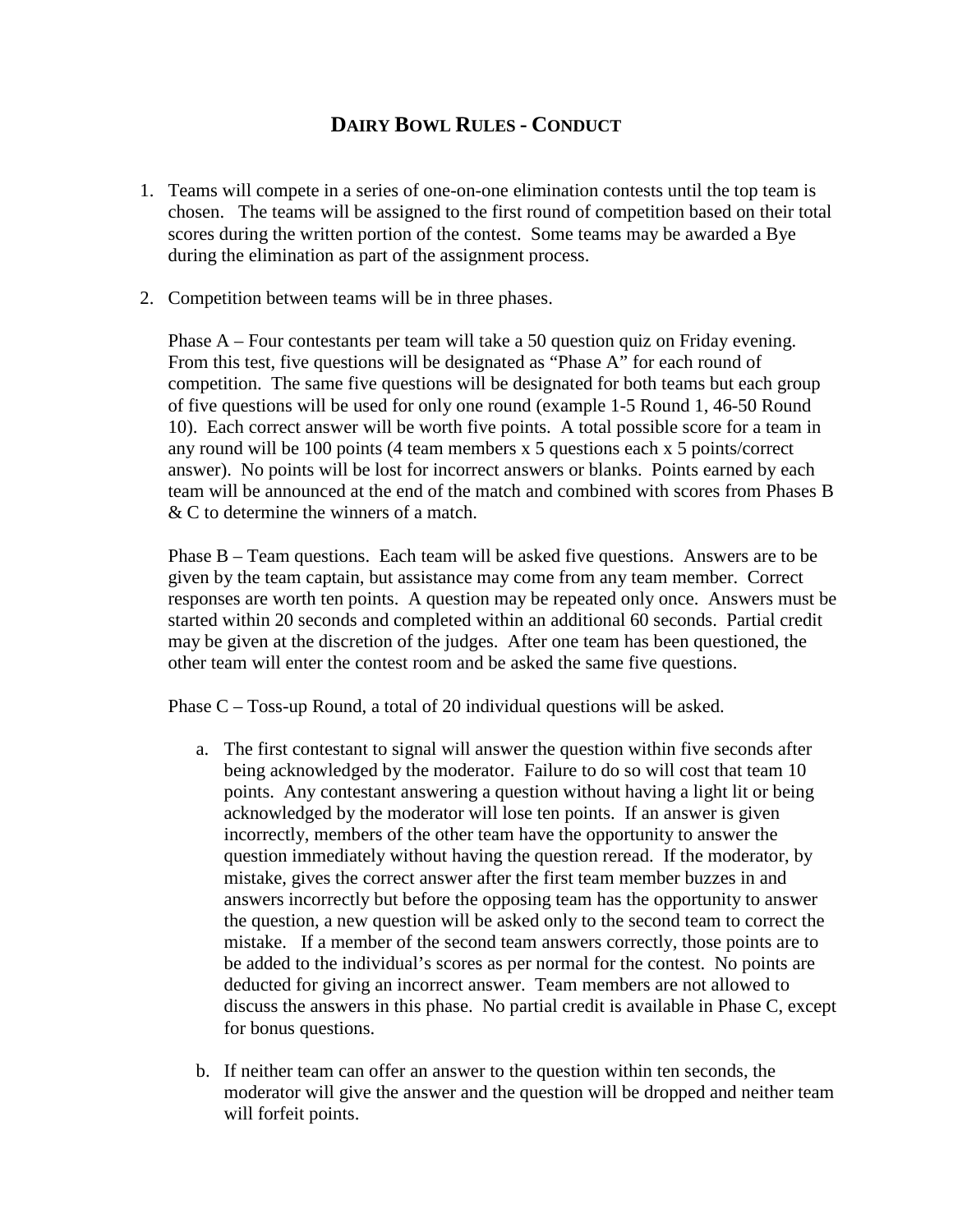# DAIRY BOWL RULES - CONDUCT

1. Teams will compete in a series of one-on-one elimination contests until the top team is chosen. The teams will be assigned to the first round of competition based on their total scores during the written portion of the contest. Some teams may be awarded a Bye during the elimination as part of the assignment process.

2. Competition between teams will be in three phases.

   Phase A – Four contestants per team will take a 50 question quiz on Friday evening. From this test, five questions will be designated as "Phase A" for each round of competition. The same five questions will be designated for both teams but each group of five questions will be used for only one round (example 1-5 Round 1, 46-50 Round 10). Each correct answer will be worth five points. A total possible score for a team in any round will be 100 points (4 team members x 5 questions each x 5 points/correct answer). No points will be lost for incorrect answers or blanks. Points earned by each team will be announced at the end of the match and combined with scores from Phases B & C to determine the winners of a match.

   Phase B – Team questions. Each team will be asked five questions. Answers are to be given by the team captain, but assistance may come from any team member. Correct responses are worth ten points. A question may be repeated only once. Answers must be started within 20 seconds and completed within an additional 60 seconds. Partial credit may be given at the discretion of the judges. After one team has been questioned, the other team will enter the contest room and be asked the same five questions.

   Phase C – Toss-up Round, a total of 20 individual questions will be asked.

   a. The first contestant to signal will answer the question within five seconds after being acknowledged by the moderator. Failure to do so will cost that team 10 points. Any contestant answering a question without having a light lit or being acknowledged by the moderator will lose ten points. If an answer is given incorrectly, members of the other team have the opportunity to answer the question immediately without having the question reread. If the moderator, by mistake, gives the correct answer after the first team member buzzes in and answers incorrectly but before the opposing team has the opportunity to answer the question, a new question will be asked only to the second team to correct the mistake. If a member of the second team answers correctly, those points are to be added to the individual's scores as per normal for the contest. No points are deducted for giving an incorrect answer. Team members are not allowed to discuss the answers in this phase. No partial credit is available in Phase C, except for bonus questions.

   b. If neither team can offer an answer to the question within ten seconds, the moderator will give the answer and the question will be dropped and neither team will forfeit points.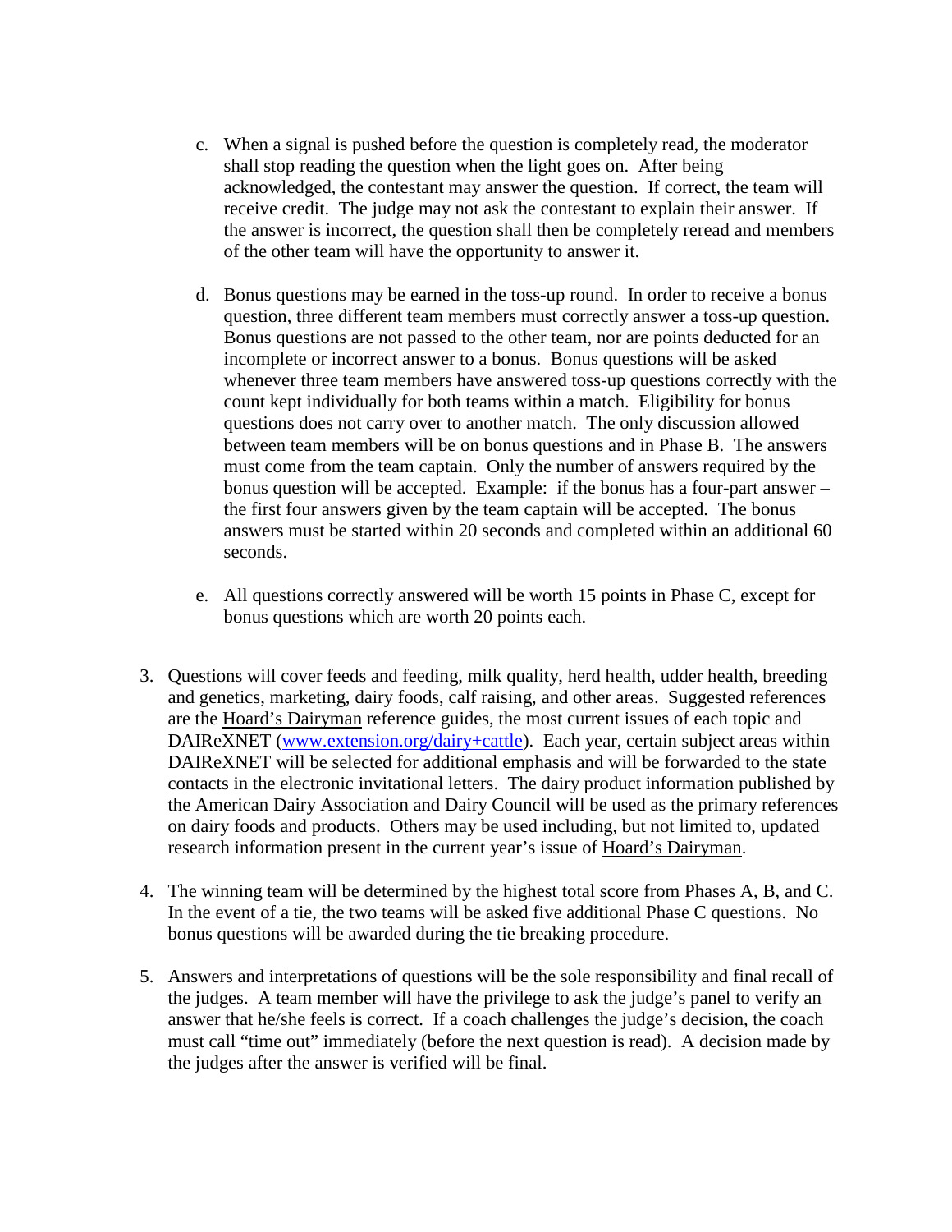c. When a signal is pushed before the question is completely read, the moderator shall stop reading the question when the light goes on. After being acknowledged, the contestant may answer the question. If correct, the team will receive credit. The judge may not ask the contestant to explain their answer. If the answer is incorrect, the question shall then be completely reread and members of the other team will have the opportunity to answer it.

   d. Bonus questions may be earned in the toss-up round. In order to receive a bonus question, three different team members must correctly answer a toss-up question. Bonus questions are not passed to the other team, nor are points deducted for an incomplete or incorrect answer to a bonus. Bonus questions will be asked whenever three team members have answered toss-up questions correctly with the count kept individually for both teams within a match. Eligibility for bonus questions does not carry over to another match. The only discussion allowed between team members will be on bonus questions and in Phase B. The answers must come from the team captain. Only the number of answers required by the bonus question will be accepted. Example: if the bonus has a four-part answer – the first four answers given by the team captain will be accepted. The bonus answers must be started within 20 seconds and completed within an additional 60 seconds.

   e. All questions correctly answered will be worth 15 points in Phase C, except for bonus questions which are worth 20 points each.

3. Questions will cover feeds and feeding, milk quality, herd health, udder health, breeding and genetics, marketing, dairy foods, calf raising, and other areas. Suggested references are the Hoard's Dairyman reference guides, the most current issues of each topic and DAIReXNET ([www.extension.org/dairy+cattle](www.extension.org/dairy+cattle)). Each year, certain subject areas within DAIReXNET will be selected for additional emphasis and will be forwarded to the state contacts in the electronic invitational letters. The dairy product information published by the American Dairy Association and Dairy Council will be used as the primary references on dairy foods and products. Others may be used including, but not limited to, updated research information present in the current year's issue of Hoard's Dairyman.

4. The winning team will be determined by the highest total score from Phases A, B, and C. In the event of a tie, the two teams will be asked five additional Phase C questions. No bonus questions will be awarded during the tie breaking procedure.

5. Answers and interpretations of questions will be the sole responsibility and final recall of the judges. A team member will have the privilege to ask the judge's panel to verify an answer that he/she feels is correct. If a coach challenges the judge's decision, the coach must call "time out" immediately (before the next question is read). A decision made by the judges after the answer is verified will be final.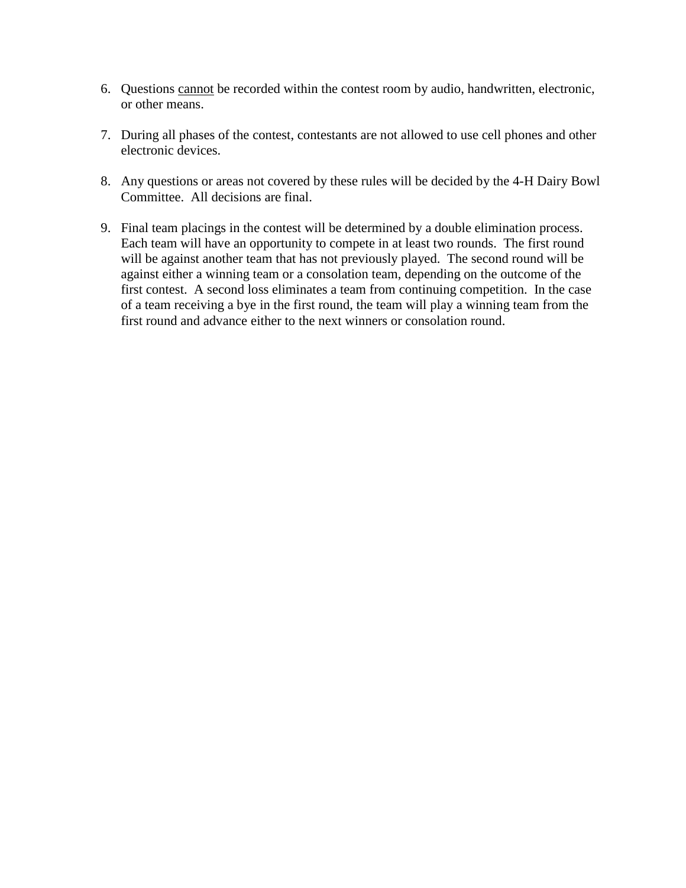6. Questions <u>cannot</u> be recorded within the contest room by audio, handwritten, electronic, or other means.

7. During all phases of the contest, contestants are not allowed to use cell phones and other electronic devices.

8. Any questions or areas not covered by these rules will be decided by the 4-H Dairy Bowl Committee. All decisions are final.

9. Final team placings in the contest will be determined by a double elimination process. Each team will have an opportunity to compete in at least two rounds. The first round will be against another team that has not previously played. The second round will be against either a winning team or a consolation team, depending on the outcome of the first contest. A second loss eliminates a team from continuing competition. In the case of a team receiving a bye in the first round, the team will play a winning team from the first round and advance either to the next winners or consolation round.